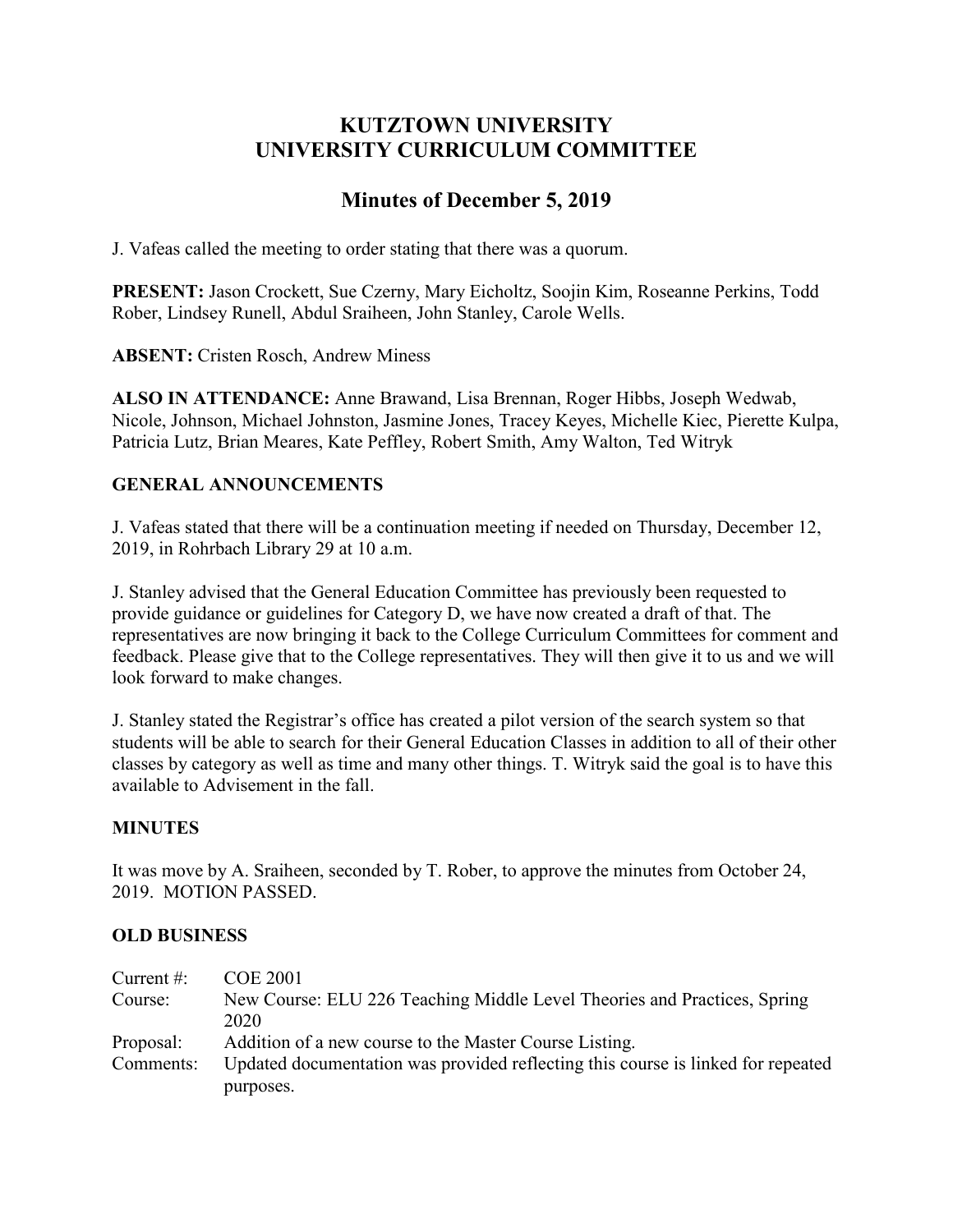# KUTZTOWN UNIVERSITY
# UNIVERSITY CURRICULUM COMMITTEE

## Minutes of December 5, 2019

J. Vafeas called the meeting to order stating that there was a quorum.

**PRESENT:** Jason Crockett, Sue Czerny, Mary Eicholtz, Soojin Kim, Roseanne Perkins, Todd Rober, Lindsey Runell, Abdul Sraiheen, John Stanley, Carole Wells.

**ABSENT:** Cristen Rosch, Andrew Miness

**ALSO IN ATTENDANCE:** Anne Brawand, Lisa Brennan, Roger Hibbs, Joseph Wedwab, Nicole, Johnson, Michael Johnston, Jasmine Jones, Tracey Keyes, Michelle Kiec, Pierette Kulpa, Patricia Lutz, Brian Meares, Kate Peffley, Robert Smith, Amy Walton, Ted Witryk

### GENERAL ANNOUNCEMENTS

J. Vafeas stated that there will be a continuation meeting if needed on Thursday, December 12, 2019, in Rohrbach Library 29 at 10 a.m.

J. Stanley advised that the General Education Committee has previously been requested to provide guidance or guidelines for Category D, we have now created a draft of that. The representatives are now bringing it back to the College Curriculum Committees for comment and feedback. Please give that to the College representatives. They will then give it to us and we will look forward to make changes.

J. Stanley stated the Registrar's office has created a pilot version of the search system so that students will be able to search for their General Education Classes in addition to all of their other classes by category as well as time and many other things. T. Witryk said the goal is to have this available to Advisement in the fall.

### MINUTES

It was move by A. Sraiheen, seconded by T. Rober, to approve the minutes from October 24, 2019. MOTION PASSED.

### OLD BUSINESS

| | |
|---|---|
| Current #: | COE 2001 |
| Course: | New Course: ELU 226 Teaching Middle Level Theories and Practices, Spring 2020 |
| Proposal: | Addition of a new course to the Master Course Listing. |
| Comments: | Updated documentation was provided reflecting this course is linked for repeated purposes. |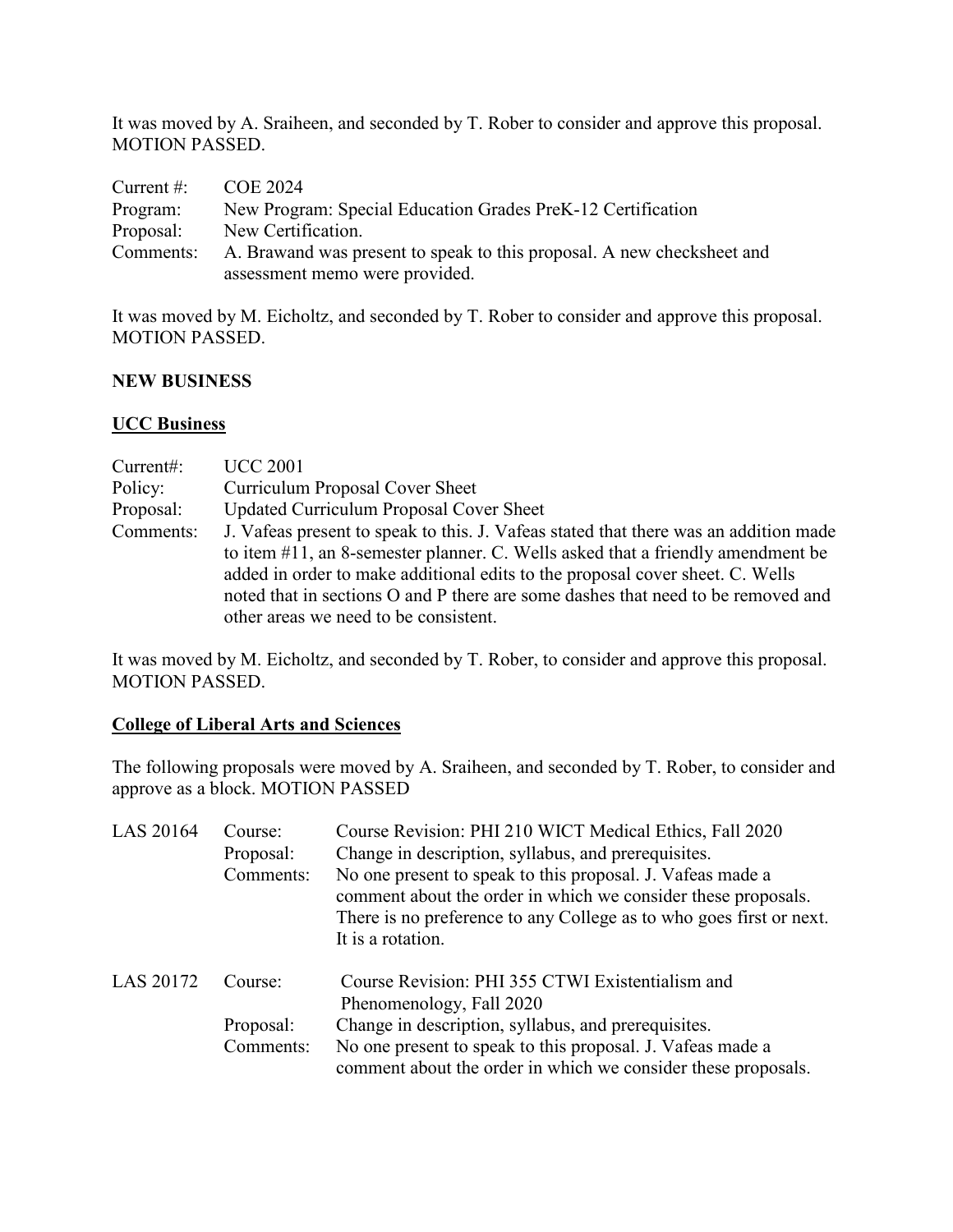It was moved by A. Sraiheen, and seconded by T. Rober to consider and approve this proposal. MOTION PASSED.

| | |
|---|---|
| Current #: | COE 2024 |
| Program: | New Program: Special Education Grades PreK-12 Certification |
| Proposal: | New Certification. |
| Comments: | A. Brawand was present to speak to this proposal. A new checksheet and assessment memo were provided. |

It was moved by M. Eicholtz, and seconded by T. Rober to consider and approve this proposal. MOTION PASSED.

**NEW BUSINESS**

**UCC Business**

| | |
|---|---|
| Current#: | UCC 2001 |
| Policy: | Curriculum Proposal Cover Sheet |
| Proposal: | Updated Curriculum Proposal Cover Sheet |
| Comments: | J. Vafeas present to speak to this. J. Vafeas stated that there was an addition made to item #11, an 8-semester planner. C. Wells asked that a friendly amendment be added in order to make additional edits to the proposal cover sheet. C. Wells noted that in sections O and P there are some dashes that need to be removed and other areas we need to be consistent. |

It was moved by M. Eicholtz, and seconded by T. Rober, to consider and approve this proposal. MOTION PASSED.

**College of Liberal Arts and Sciences**

The following proposals were moved by A. Sraiheen, and seconded by T. Rober, to consider and approve as a block. MOTION PASSED

| | | |
|---|---|---|
| LAS 20164 | Course: | Course Revision: PHI 210 WICT Medical Ethics, Fall 2020 |
| | Proposal: | Change in description, syllabus, and prerequisites. |
| | Comments: | No one present to speak to this proposal. J. Vafeas made a comment about the order in which we consider these proposals. There is no preference to any College as to who goes first or next. It is a rotation. |
| LAS 20172 | Course: | Course Revision: PHI 355 CTWI Existentialism and Phenomenology, Fall 2020 |
| | Proposal: | Change in description, syllabus, and prerequisites. |
| | Comments: | No one present to speak to this proposal. J. Vafeas made a comment about the order in which we consider these proposals. |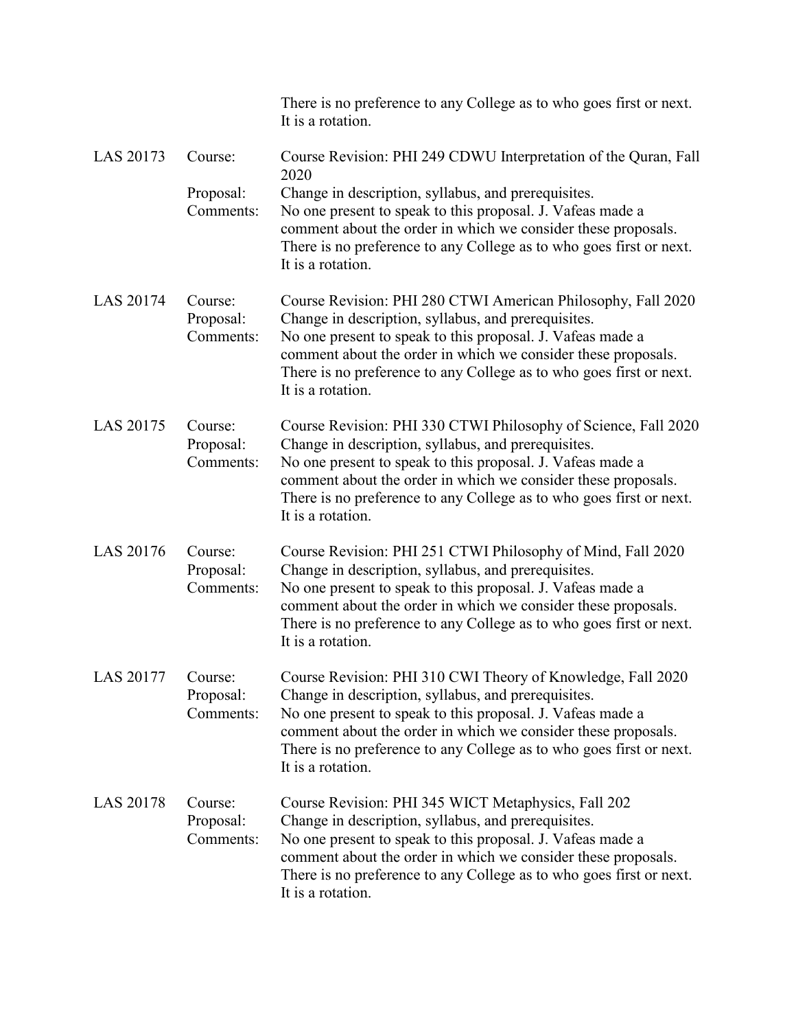There is no preference to any College as to who goes first or next. It is a rotation.

| | | |
|---|---|---|
| LAS 20173 | Course: | Course Revision: PHI 249 CDWU Interpretation of the Quran, Fall 2020 |
| | Proposal: | Change in description, syllabus, and prerequisites. |
| | Comments: | No one present to speak to this proposal. J. Vafeas made a comment about the order in which we consider these proposals. There is no preference to any College as to who goes first or next. It is a rotation. |
| LAS 20174 | Course: | Course Revision: PHI 280 CTWI American Philosophy, Fall 2020 |
| | Proposal: | Change in description, syllabus, and prerequisites. |
| | Comments: | No one present to speak to this proposal. J. Vafeas made a comment about the order in which we consider these proposals. There is no preference to any College as to who goes first or next. It is a rotation. |
| LAS 20175 | Course: | Course Revision: PHI 330 CTWI Philosophy of Science, Fall 2020 |
| | Proposal: | Change in description, syllabus, and prerequisites. |
| | Comments: | No one present to speak to this proposal. J. Vafeas made a comment about the order in which we consider these proposals. There is no preference to any College as to who goes first or next. It is a rotation. |
| LAS 20176 | Course: | Course Revision: PHI 251 CTWI Philosophy of Mind, Fall 2020 |
| | Proposal: | Change in description, syllabus, and prerequisites. |
| | Comments: | No one present to speak to this proposal. J. Vafeas made a comment about the order in which we consider these proposals. There is no preference to any College as to who goes first or next. It is a rotation. |
| LAS 20177 | Course: | Course Revision: PHI 310 CWI Theory of Knowledge, Fall 2020 |
| | Proposal: | Change in description, syllabus, and prerequisites. |
| | Comments: | No one present to speak to this proposal. J. Vafeas made a comment about the order in which we consider these proposals. There is no preference to any College as to who goes first or next. It is a rotation. |
| LAS 20178 | Course: | Course Revision: PHI 345 WICT Metaphysics, Fall 202 |
| | Proposal: | Change in description, syllabus, and prerequisites. |
| | Comments: | No one present to speak to this proposal. J. Vafeas made a comment about the order in which we consider these proposals. There is no preference to any College as to who goes first or next. It is a rotation. |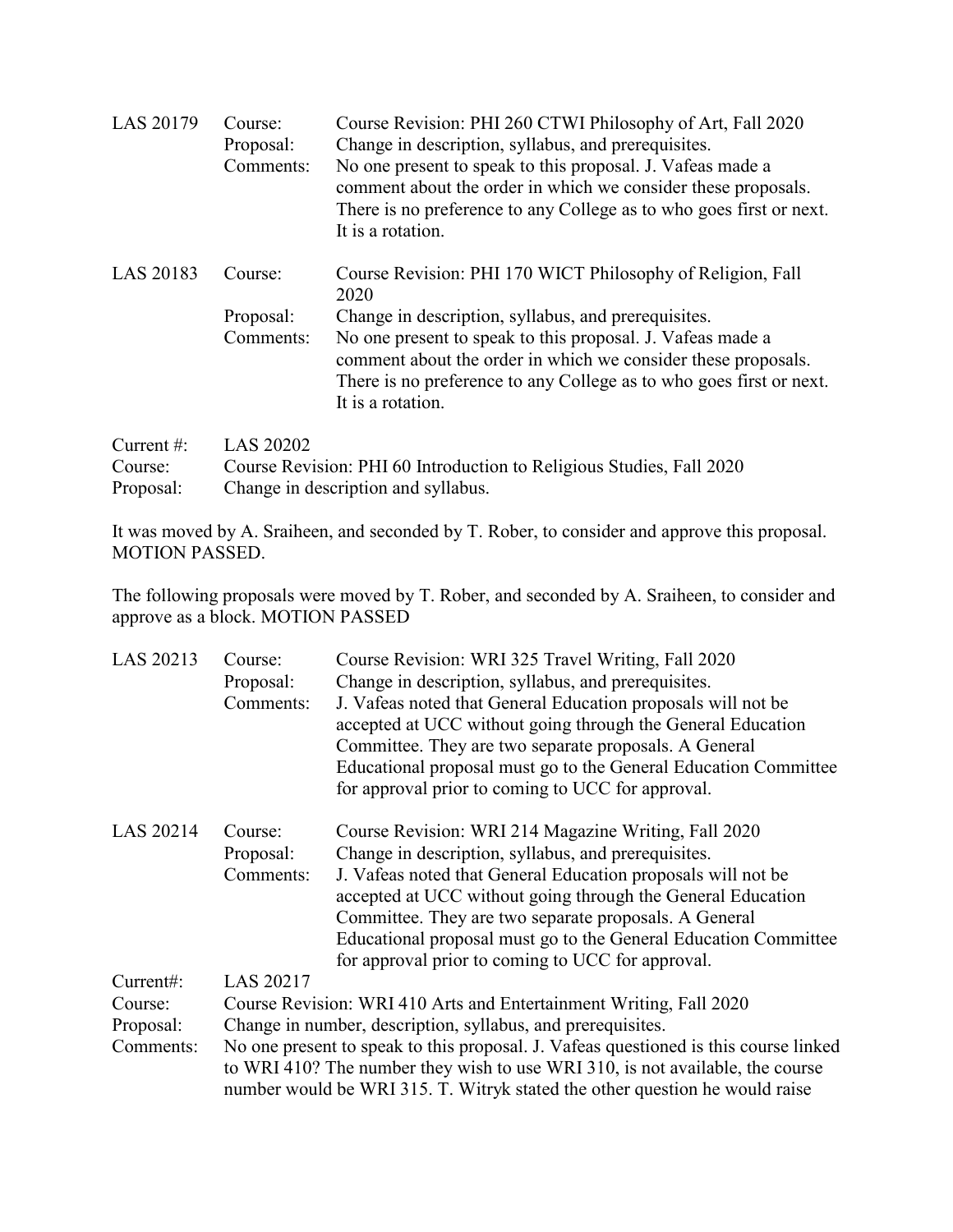| | | |
|---|---|---|
| LAS 20179 | Course: | Course Revision: PHI 260 CTWI Philosophy of Art, Fall 2020 |
| | Proposal: | Change in description, syllabus, and prerequisites. |
| | Comments: | No one present to speak to this proposal. J. Vafeas made a comment about the order in which we consider these proposals. There is no preference to any College as to who goes first or next. It is a rotation. |
| LAS 20183 | Course: | Course Revision: PHI 170 WICT Philosophy of Religion, Fall 2020 |
| | Proposal: | Change in description, syllabus, and prerequisites. |
| | Comments: | No one present to speak to this proposal. J. Vafeas made a comment about the order in which we consider these proposals. There is no preference to any College as to who goes first or next. It is a rotation. |

Current #: LAS 20202
Course: Course Revision: PHI 60 Introduction to Religious Studies, Fall 2020
Proposal: Change in description and syllabus.

It was moved by A. Sraiheen, and seconded by T. Rober, to consider and approve this proposal. MOTION PASSED.

The following proposals were moved by T. Rober, and seconded by A. Sraiheen, to consider and approve as a block. MOTION PASSED

| | | |
|---|---|---|
| LAS 20213 | Course: | Course Revision: WRI 325 Travel Writing, Fall 2020 |
| | Proposal: | Change in description, syllabus, and prerequisites. |
| | Comments: | J. Vafeas noted that General Education proposals will not be accepted at UCC without going through the General Education Committee. They are two separate proposals. A General Educational proposal must go to the General Education Committee for approval prior to coming to UCC for approval. |
| LAS 20214 | Course: | Course Revision: WRI 214 Magazine Writing, Fall 2020 |
| | Proposal: | Change in description, syllabus, and prerequisites. |
| | Comments: | J. Vafeas noted that General Education proposals will not be accepted at UCC without going through the General Education Committee. They are two separate proposals. A General Educational proposal must go to the General Education Committee for approval prior to coming to UCC for approval. |

Current#: LAS 20217
Course: Course Revision: WRI 410 Arts and Entertainment Writing, Fall 2020
Proposal: Change in number, description, syllabus, and prerequisites.
Comments: No one present to speak to this proposal. J. Vafeas questioned is this course linked to WRI 410? The number they wish to use WRI 310, is not available, the course number would be WRI 315. T. Witryk stated the other question he would raise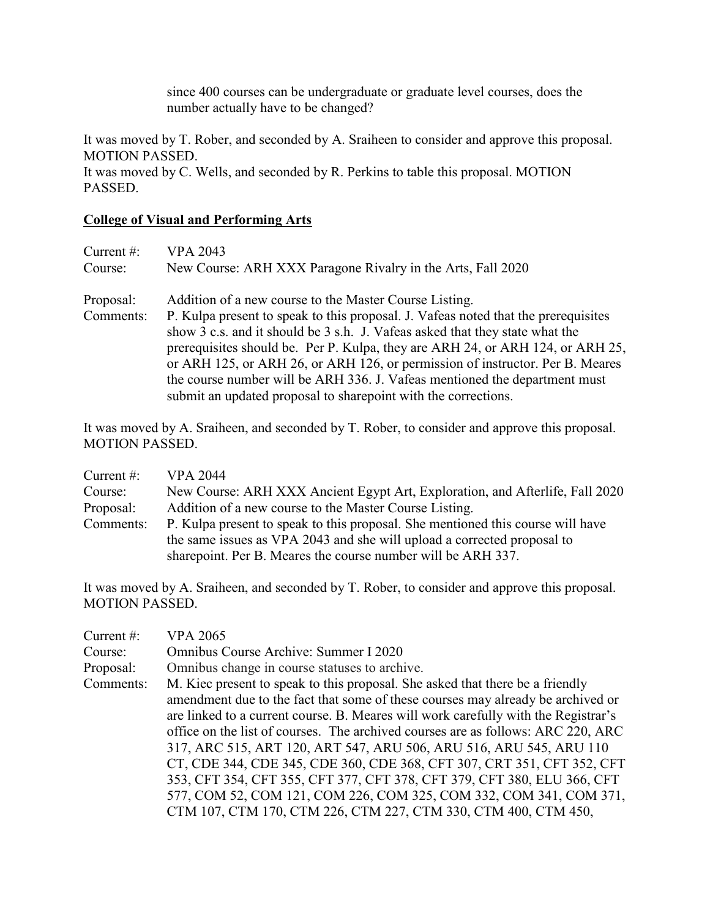since 400 courses can be undergraduate or graduate level courses, does the number actually have to be changed?

It was moved by T. Rober, and seconded by A. Sraiheen to consider and approve this proposal. MOTION PASSED.
It was moved by C. Wells, and seconded by R. Perkins to table this proposal. MOTION PASSED.

**College of Visual and Performing Arts**

Current #: VPA 2043
Course: New Course: ARH XXX Paragone Rivalry in the Arts, Fall 2020

Proposal: Addition of a new course to the Master Course Listing.
Comments: P. Kulpa present to speak to this proposal. J. Vafeas noted that the prerequisites show 3 c.s. and it should be 3 s.h. J. Vafeas asked that they state what the prerequisites should be. Per P. Kulpa, they are ARH 24, or ARH 124, or ARH 25, or ARH 125, or ARH 26, or ARH 126, or permission of instructor. Per B. Meares the course number will be ARH 336. J. Vafeas mentioned the department must submit an updated proposal to sharepoint with the corrections.

It was moved by A. Sraiheen, and seconded by T. Rober, to consider and approve this proposal. MOTION PASSED.

Current #: VPA 2044
Course: New Course: ARH XXX Ancient Egypt Art, Exploration, and Afterlife, Fall 2020
Proposal: Addition of a new course to the Master Course Listing.
Comments: P. Kulpa present to speak to this proposal. She mentioned this course will have the same issues as VPA 2043 and she will upload a corrected proposal to sharepoint. Per B. Meares the course number will be ARH 337.

It was moved by A. Sraiheen, and seconded by T. Rober, to consider and approve this proposal. MOTION PASSED.

Current #: VPA 2065
Course: Omnibus Course Archive: Summer I 2020
Proposal: Omnibus change in course statuses to archive.
Comments: M. Kiec present to speak to this proposal. She asked that there be a friendly amendment due to the fact that some of these courses may already be archived or are linked to a current course. B. Meares will work carefully with the Registrar's office on the list of courses. The archived courses are as follows: ARC 220, ARC 317, ARC 515, ART 120, ART 547, ARU 506, ARU 516, ARU 545, ARU 110 CT, CDE 344, CDE 345, CDE 360, CDE 368, CFT 307, CRT 351, CFT 352, CFT 353, CFT 354, CFT 355, CFT 377, CFT 378, CFT 379, CFT 380, ELU 366, CFT 577, COM 52, COM 121, COM 226, COM 325, COM 332, COM 341, COM 371, CTM 107, CTM 170, CTM 226, CTM 227, CTM 330, CTM 400, CTM 450,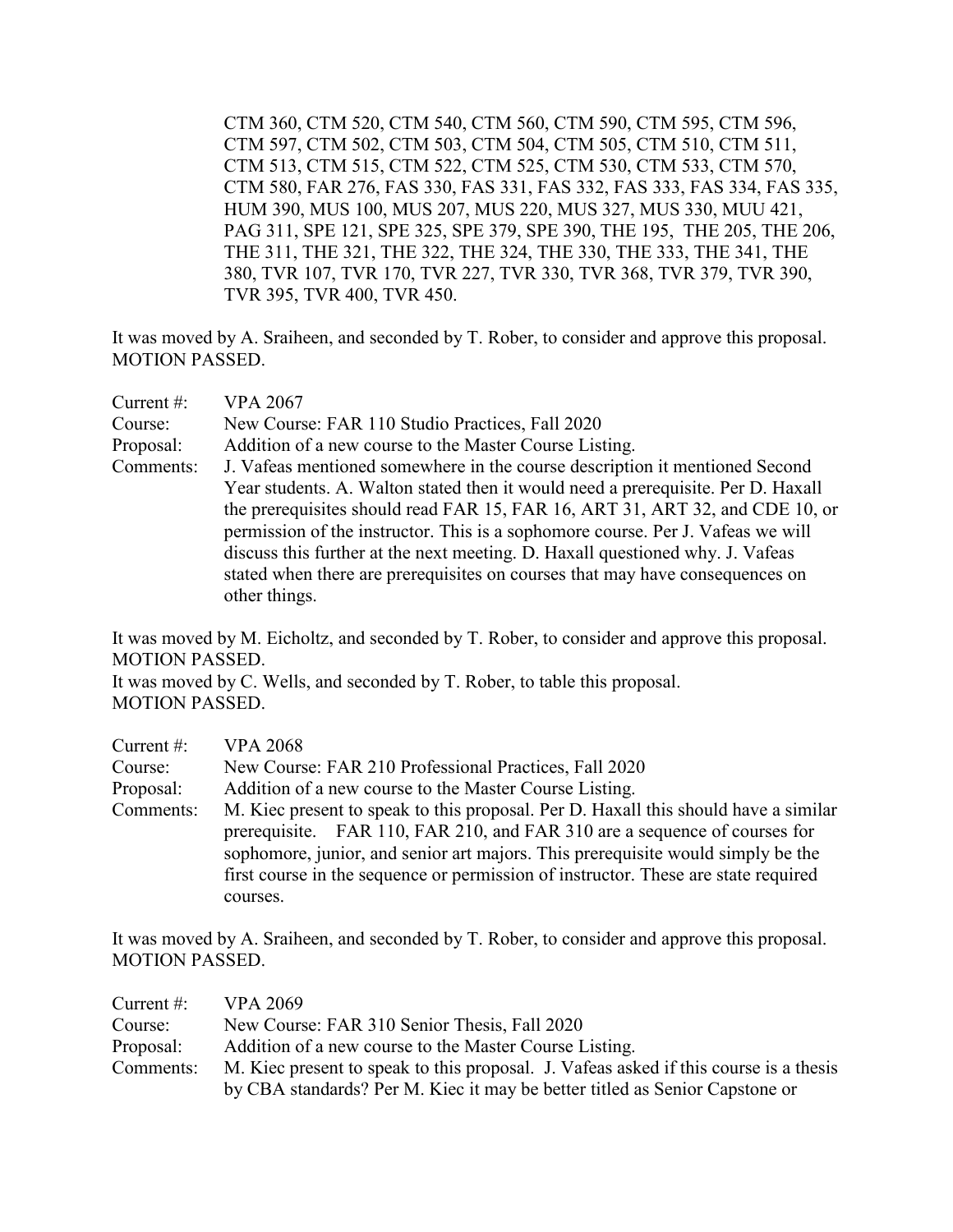CTM 360, CTM 520, CTM 540, CTM 560, CTM 590, CTM 595, CTM 596, CTM 597, CTM 502, CTM 503, CTM 504, CTM 505, CTM 510, CTM 511, CTM 513, CTM 515, CTM 522, CTM 525, CTM 530, CTM 533, CTM 570, CTM 580, FAR 276, FAS 330, FAS 331, FAS 332, FAS 333, FAS 334, FAS 335, HUM 390, MUS 100, MUS 207, MUS 220, MUS 327, MUS 330, MUU 421, PAG 311, SPE 121, SPE 325, SPE 379, SPE 390, THE 195, THE 205, THE 206, THE 311, THE 321, THE 322, THE 324, THE 330, THE 333, THE 341, THE 380, TVR 107, TVR 170, TVR 227, TVR 330, TVR 368, TVR 379, TVR 390, TVR 395, TVR 400, TVR 450.

It was moved by A. Sraiheen, and seconded by T. Rober, to consider and approve this proposal.
MOTION PASSED.

Current #: VPA 2067
Course: New Course: FAR 110 Studio Practices, Fall 2020
Proposal: Addition of a new course to the Master Course Listing.
Comments: J. Vafeas mentioned somewhere in the course description it mentioned Second Year students. A. Walton stated then it would need a prerequisite. Per D. Haxall the prerequisites should read FAR 15, FAR 16, ART 31, ART 32, and CDE 10, or permission of the instructor. This is a sophomore course. Per J. Vafeas we will discuss this further at the next meeting. D. Haxall questioned why. J. Vafeas stated when there are prerequisites on courses that may have consequences on other things.

It was moved by M. Eicholtz, and seconded by T. Rober, to consider and approve this proposal.
MOTION PASSED.
It was moved by C. Wells, and seconded by T. Rober, to table this proposal.
MOTION PASSED.

Current #: VPA 2068
Course: New Course: FAR 210 Professional Practices, Fall 2020
Proposal: Addition of a new course to the Master Course Listing.
Comments: M. Kiec present to speak to this proposal. Per D. Haxall this should have a similar prerequisite. FAR 110, FAR 210, and FAR 310 are a sequence of courses for sophomore, junior, and senior art majors. This prerequisite would simply be the first course in the sequence or permission of instructor. These are state required courses.

It was moved by A. Sraiheen, and seconded by T. Rober, to consider and approve this proposal.
MOTION PASSED.

Current #: VPA 2069
Course: New Course: FAR 310 Senior Thesis, Fall 2020
Proposal: Addition of a new course to the Master Course Listing.
Comments: M. Kiec present to speak to this proposal. J. Vafeas asked if this course is a thesis by CBA standards? Per M. Kiec it may be better titled as Senior Capstone or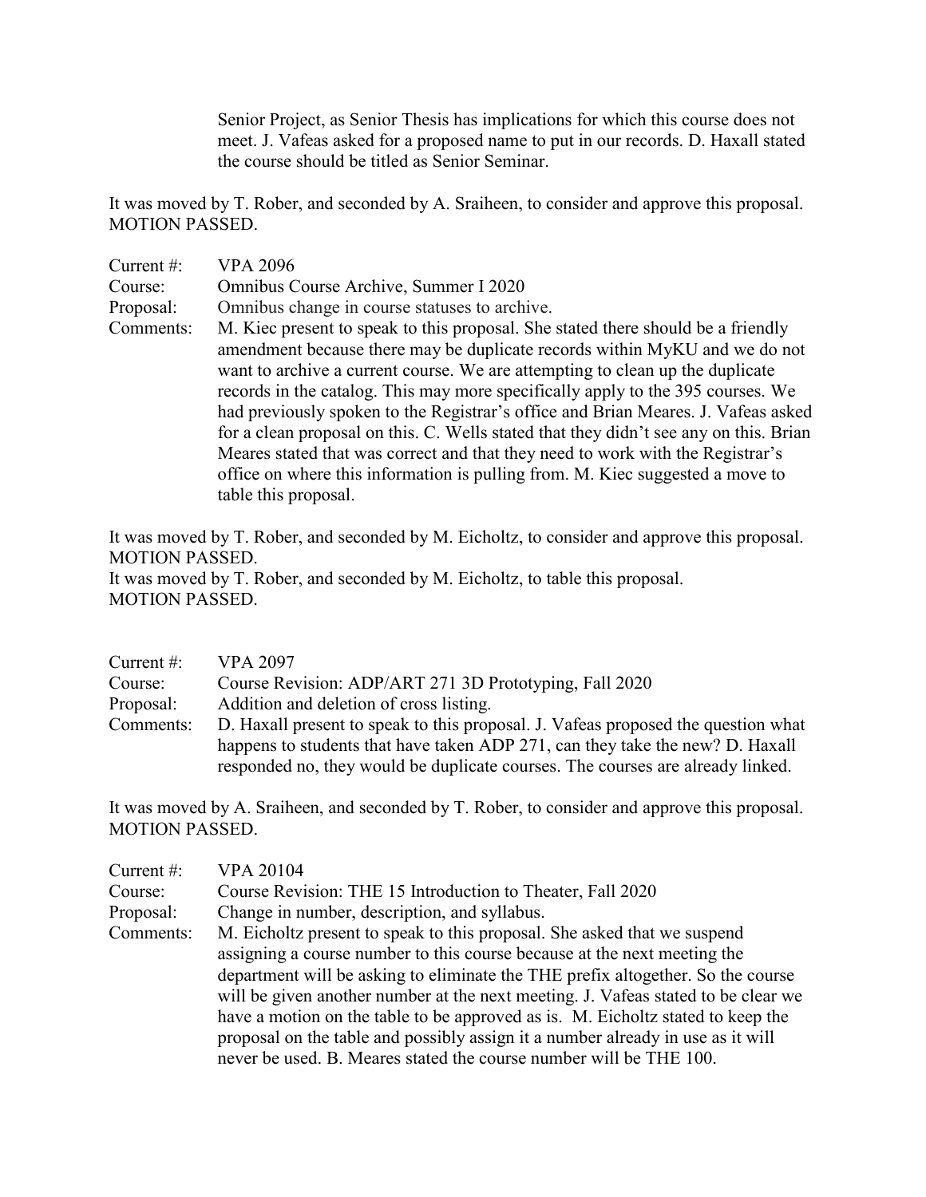Senior Project, as Senior Thesis has implications for which this course does not meet. J. Vafeas asked for a proposed name to put in our records. D. Haxall stated the course should be titled as Senior Seminar.

It was moved by T. Rober, and seconded by A. Sraiheen, to consider and approve this proposal. MOTION PASSED.

Current #: VPA 2096
Course: Omnibus Course Archive, Summer I 2020
Proposal: Omnibus change in course statuses to archive.
Comments: M. Kiec present to speak to this proposal. She stated there should be a friendly amendment because there may be duplicate records within MyKU and we do not want to archive a current course. We are attempting to clean up the duplicate records in the catalog. This may more specifically apply to the 395 courses. We had previously spoken to the Registrar's office and Brian Meares. J. Vafeas asked for a clean proposal on this. C. Wells stated that they didn't see any on this. Brian Meares stated that was correct and that they need to work with the Registrar's office on where this information is pulling from. M. Kiec suggested a move to table this proposal.

It was moved by T. Rober, and seconded by M. Eicholtz, to consider and approve this proposal. MOTION PASSED.
It was moved by T. Rober, and seconded by M. Eicholtz, to table this proposal. MOTION PASSED.

Current #: VPA 2097
Course: Course Revision: ADP/ART 271 3D Prototyping, Fall 2020
Proposal: Addition and deletion of cross listing.
Comments: D. Haxall present to speak to this proposal. J. Vafeas proposed the question what happens to students that have taken ADP 271, can they take the new? D. Haxall responded no, they would be duplicate courses. The courses are already linked.

It was moved by A. Sraiheen, and seconded by T. Rober, to consider and approve this proposal. MOTION PASSED.

Current #: VPA 20104
Course: Course Revision: THE 15 Introduction to Theater, Fall 2020
Proposal: Change in number, description, and syllabus.
Comments: M. Eicholtz present to speak to this proposal. She asked that we suspend assigning a course number to this course because at the next meeting the department will be asking to eliminate the THE prefix altogether. So the course will be given another number at the next meeting. J. Vafeas stated to be clear we have a motion on the table to be approved as is. M. Eicholtz stated to keep the proposal on the table and possibly assign it a number already in use as it will never be used. B. Meares stated the course number will be THE 100.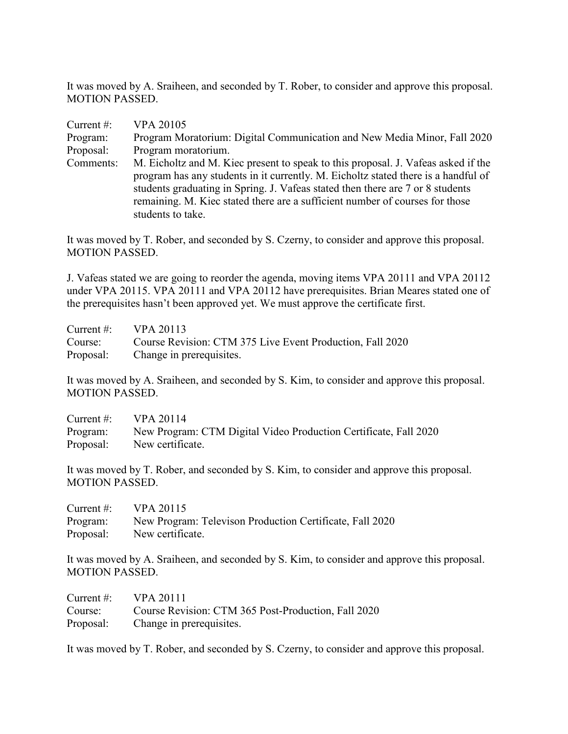It was moved by A. Sraiheen, and seconded by T. Rober, to consider and approve this proposal. MOTION PASSED.

Current #: VPA 20105
Program: Program Moratorium: Digital Communication and New Media Minor, Fall 2020
Proposal: Program moratorium.
Comments: M. Eicholtz and M. Kiec present to speak to this proposal. J. Vafeas asked if the program has any students in it currently. M. Eicholtz stated there is a handful of students graduating in Spring. J. Vafeas stated then there are 7 or 8 students remaining. M. Kiec stated there are a sufficient number of courses for those students to take.

It was moved by T. Rober, and seconded by S. Czerny, to consider and approve this proposal. MOTION PASSED.

J. Vafeas stated we are going to reorder the agenda, moving items VPA 20111 and VPA 20112 under VPA 20115. VPA 20111 and VPA 20112 have prerequisites. Brian Meares stated one of the prerequisites hasn't been approved yet. We must approve the certificate first.

Current #: VPA 20113
Course: Course Revision: CTM 375 Live Event Production, Fall 2020
Proposal: Change in prerequisites.

It was moved by A. Sraiheen, and seconded by S. Kim, to consider and approve this proposal. MOTION PASSED.

Current #: VPA 20114
Program: New Program: CTM Digital Video Production Certificate, Fall 2020
Proposal: New certificate.

It was moved by T. Rober, and seconded by S. Kim, to consider and approve this proposal. MOTION PASSED.

Current #: VPA 20115
Program: New Program: Televison Production Certificate, Fall 2020
Proposal: New certificate.

It was moved by A. Sraiheen, and seconded by S. Kim, to consider and approve this proposal. MOTION PASSED.

Current #: VPA 20111
Course: Course Revision: CTM 365 Post-Production, Fall 2020
Proposal: Change in prerequisites.

It was moved by T. Rober, and seconded by S. Czerny, to consider and approve this proposal.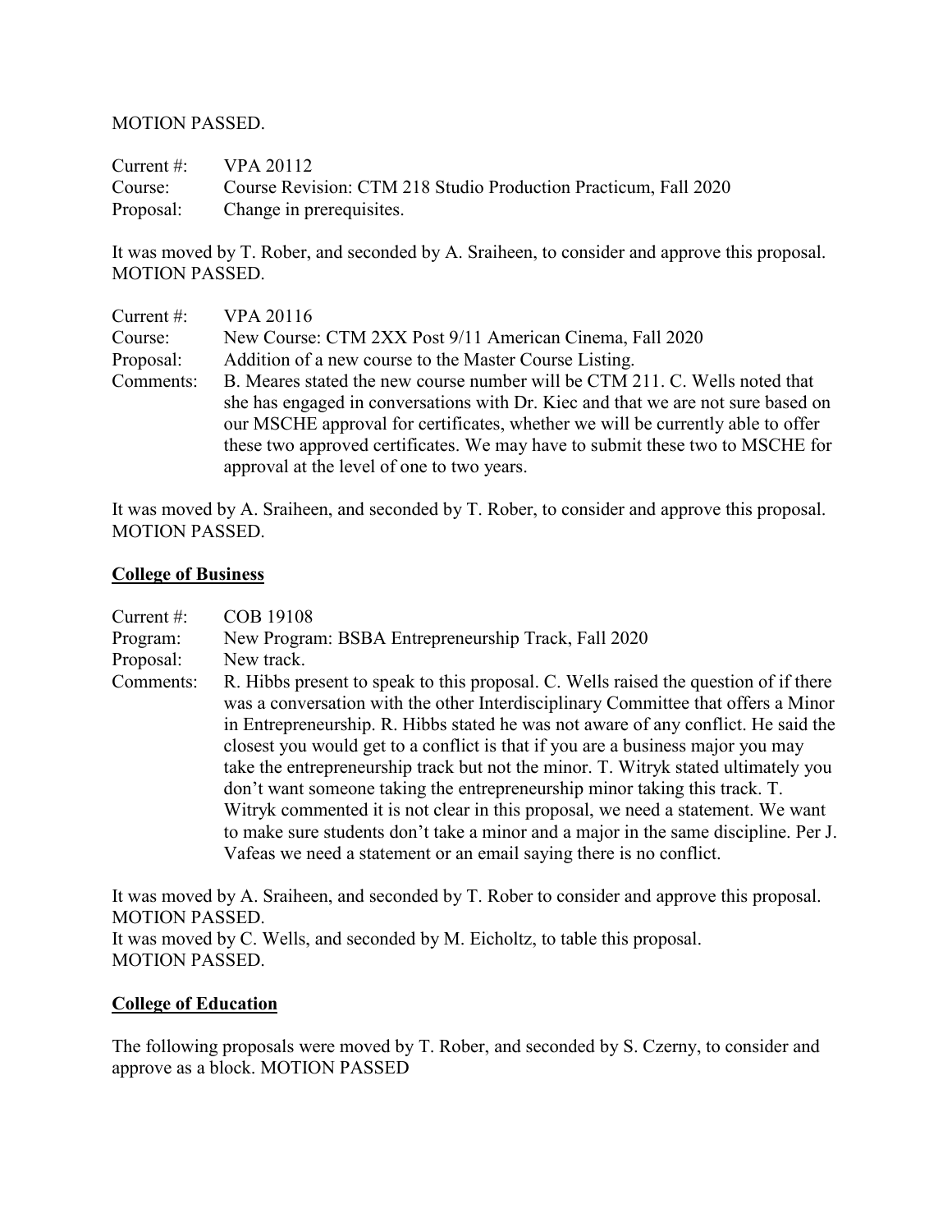MOTION PASSED.

Current #: VPA 20112
Course: Course Revision: CTM 218 Studio Production Practicum, Fall 2020
Proposal: Change in prerequisites.

It was moved by T. Rober, and seconded by A. Sraiheen, to consider and approve this proposal. MOTION PASSED.

Current #: VPA 20116
Course: New Course: CTM 2XX Post 9/11 American Cinema, Fall 2020
Proposal: Addition of a new course to the Master Course Listing.
Comments: B. Meares stated the new course number will be CTM 211. C. Wells noted that she has engaged in conversations with Dr. Kiec and that we are not sure based on our MSCHE approval for certificates, whether we will be currently able to offer these two approved certificates. We may have to submit these two to MSCHE for approval at the level of one to two years.

It was moved by A. Sraiheen, and seconded by T. Rober, to consider and approve this proposal. MOTION PASSED.

## College of Business

Current #: COB 19108
Program: New Program: BSBA Entrepreneurship Track, Fall 2020
Proposal: New track.
Comments: R. Hibbs present to speak to this proposal. C. Wells raised the question of if there was a conversation with the other Interdisciplinary Committee that offers a Minor in Entrepreneurship. R. Hibbs stated he was not aware of any conflict. He said the closest you would get to a conflict is that if you are a business major you may take the entrepreneurship track but not the minor. T. Witryk stated ultimately you don't want someone taking the entrepreneurship minor taking this track. T. Witryk commented it is not clear in this proposal, we need a statement. We want to make sure students don't take a minor and a major in the same discipline. Per J. Vafeas we need a statement or an email saying there is no conflict.

It was moved by A. Sraiheen, and seconded by T. Rober to consider and approve this proposal. MOTION PASSED.
It was moved by C. Wells, and seconded by M. Eicholtz, to table this proposal. MOTION PASSED.

## College of Education

The following proposals were moved by T. Rober, and seconded by S. Czerny, to consider and approve as a block. MOTION PASSED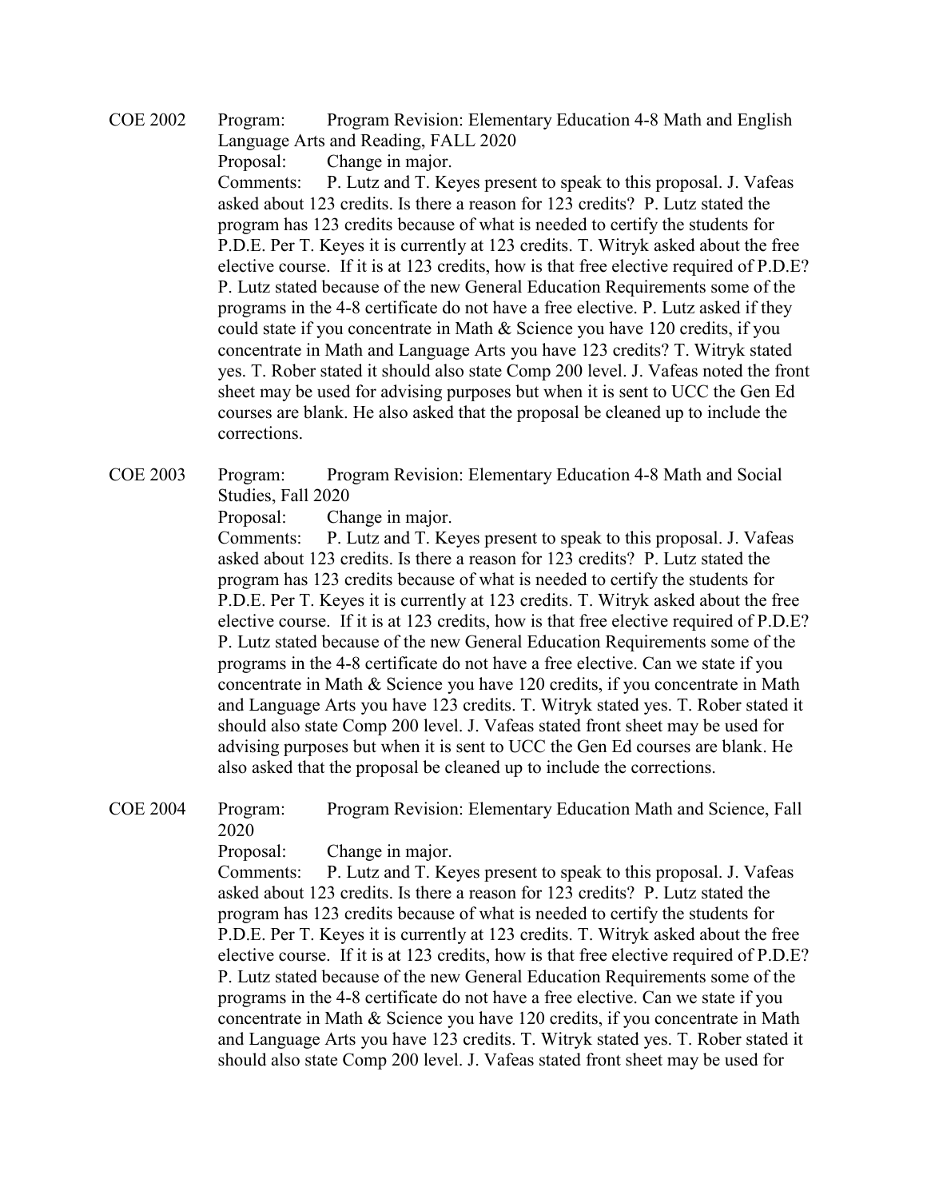COE 2002 Program: Program Revision: Elementary Education 4-8 Math and English Language Arts and Reading, FALL 2020
Proposal: Change in major.
Comments: P. Lutz and T. Keyes present to speak to this proposal. J. Vafeas asked about 123 credits. Is there a reason for 123 credits? P. Lutz stated the program has 123 credits because of what is needed to certify the students for P.D.E. Per T. Keyes it is currently at 123 credits. T. Witryk asked about the free elective course. If it is at 123 credits, how is that free elective required of P.D.E? P. Lutz stated because of the new General Education Requirements some of the programs in the 4-8 certificate do not have a free elective. P. Lutz asked if they could state if you concentrate in Math & Science you have 120 credits, if you concentrate in Math and Language Arts you have 123 credits? T. Witryk stated yes. T. Rober stated it should also state Comp 200 level. J. Vafeas noted the front sheet may be used for advising purposes but when it is sent to UCC the Gen Ed courses are blank. He also asked that the proposal be cleaned up to include the corrections.

COE 2003 Program: Program Revision: Elementary Education 4-8 Math and Social Studies, Fall 2020
Proposal: Change in major.
Comments: P. Lutz and T. Keyes present to speak to this proposal. J. Vafeas asked about 123 credits. Is there a reason for 123 credits? P. Lutz stated the program has 123 credits because of what is needed to certify the students for P.D.E. Per T. Keyes it is currently at 123 credits. T. Witryk asked about the free elective course. If it is at 123 credits, how is that free elective required of P.D.E? P. Lutz stated because of the new General Education Requirements some of the programs in the 4-8 certificate do not have a free elective. Can we state if you concentrate in Math & Science you have 120 credits, if you concentrate in Math and Language Arts you have 123 credits. T. Witryk stated yes. T. Rober stated it should also state Comp 200 level. J. Vafeas stated front sheet may be used for advising purposes but when it is sent to UCC the Gen Ed courses are blank. He also asked that the proposal be cleaned up to include the corrections.

COE 2004 Program: Program Revision: Elementary Education Math and Science, Fall 2020
Proposal: Change in major.
Comments: P. Lutz and T. Keyes present to speak to this proposal. J. Vafeas asked about 123 credits. Is there a reason for 123 credits? P. Lutz stated the program has 123 credits because of what is needed to certify the students for P.D.E. Per T. Keyes it is currently at 123 credits. T. Witryk asked about the free elective course. If it is at 123 credits, how is that free elective required of P.D.E? P. Lutz stated because of the new General Education Requirements some of the programs in the 4-8 certificate do not have a free elective. Can we state if you concentrate in Math & Science you have 120 credits, if you concentrate in Math and Language Arts you have 123 credits. T. Witryk stated yes. T. Rober stated it should also state Comp 200 level. J. Vafeas stated front sheet may be used for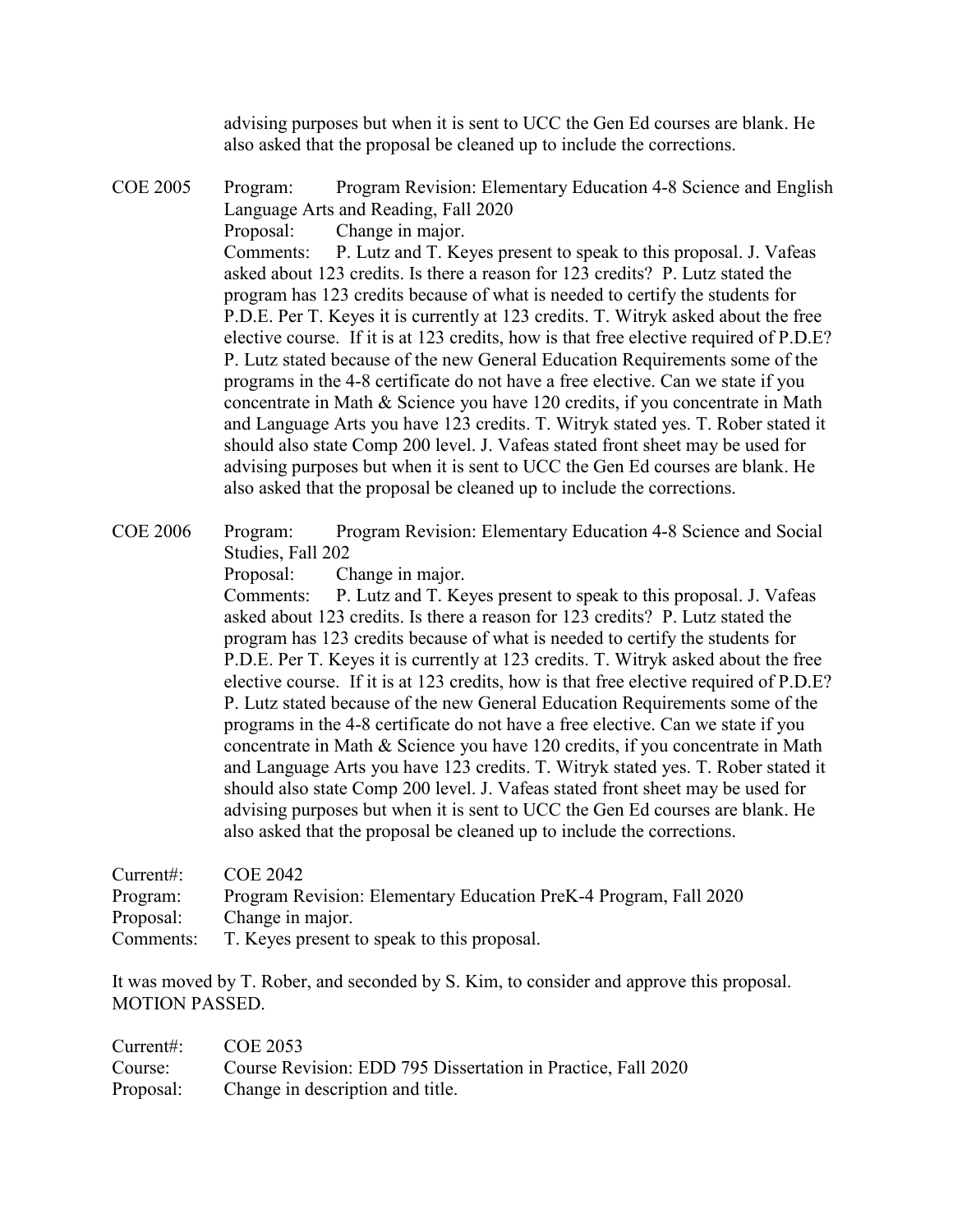advising purposes but when it is sent to UCC the Gen Ed courses are blank. He also asked that the proposal be cleaned up to include the corrections.

COE 2005 Program: Program Revision: Elementary Education 4-8 Science and English Language Arts and Reading, Fall 2020
Proposal: Change in major.
Comments: P. Lutz and T. Keyes present to speak to this proposal. J. Vafeas asked about 123 credits. Is there a reason for 123 credits? P. Lutz stated the program has 123 credits because of what is needed to certify the students for P.D.E. Per T. Keyes it is currently at 123 credits. T. Witryk asked about the free elective course. If it is at 123 credits, how is that free elective required of P.D.E? P. Lutz stated because of the new General Education Requirements some of the programs in the 4-8 certificate do not have a free elective. Can we state if you concentrate in Math & Science you have 120 credits, if you concentrate in Math and Language Arts you have 123 credits. T. Witryk stated yes. T. Rober stated it should also state Comp 200 level. J. Vafeas stated front sheet may be used for advising purposes but when it is sent to UCC the Gen Ed courses are blank. He also asked that the proposal be cleaned up to include the corrections.

COE 2006 Program: Program Revision: Elementary Education 4-8 Science and Social Studies, Fall 202
Proposal: Change in major.
Comments: P. Lutz and T. Keyes present to speak to this proposal. J. Vafeas asked about 123 credits. Is there a reason for 123 credits? P. Lutz stated the program has 123 credits because of what is needed to certify the students for P.D.E. Per T. Keyes it is currently at 123 credits. T. Witryk asked about the free elective course. If it is at 123 credits, how is that free elective required of P.D.E? P. Lutz stated because of the new General Education Requirements some of the programs in the 4-8 certificate do not have a free elective. Can we state if you concentrate in Math & Science you have 120 credits, if you concentrate in Math and Language Arts you have 123 credits. T. Witryk stated yes. T. Rober stated it should also state Comp 200 level. J. Vafeas stated front sheet may be used for advising purposes but when it is sent to UCC the Gen Ed courses are blank. He also asked that the proposal be cleaned up to include the corrections.

Current#: COE 2042
Program: Program Revision: Elementary Education PreK-4 Program, Fall 2020
Proposal: Change in major.
Comments: T. Keyes present to speak to this proposal.

It was moved by T. Rober, and seconded by S. Kim, to consider and approve this proposal. MOTION PASSED.

Current#: COE 2053
Course: Course Revision: EDD 795 Dissertation in Practice, Fall 2020
Proposal: Change in description and title.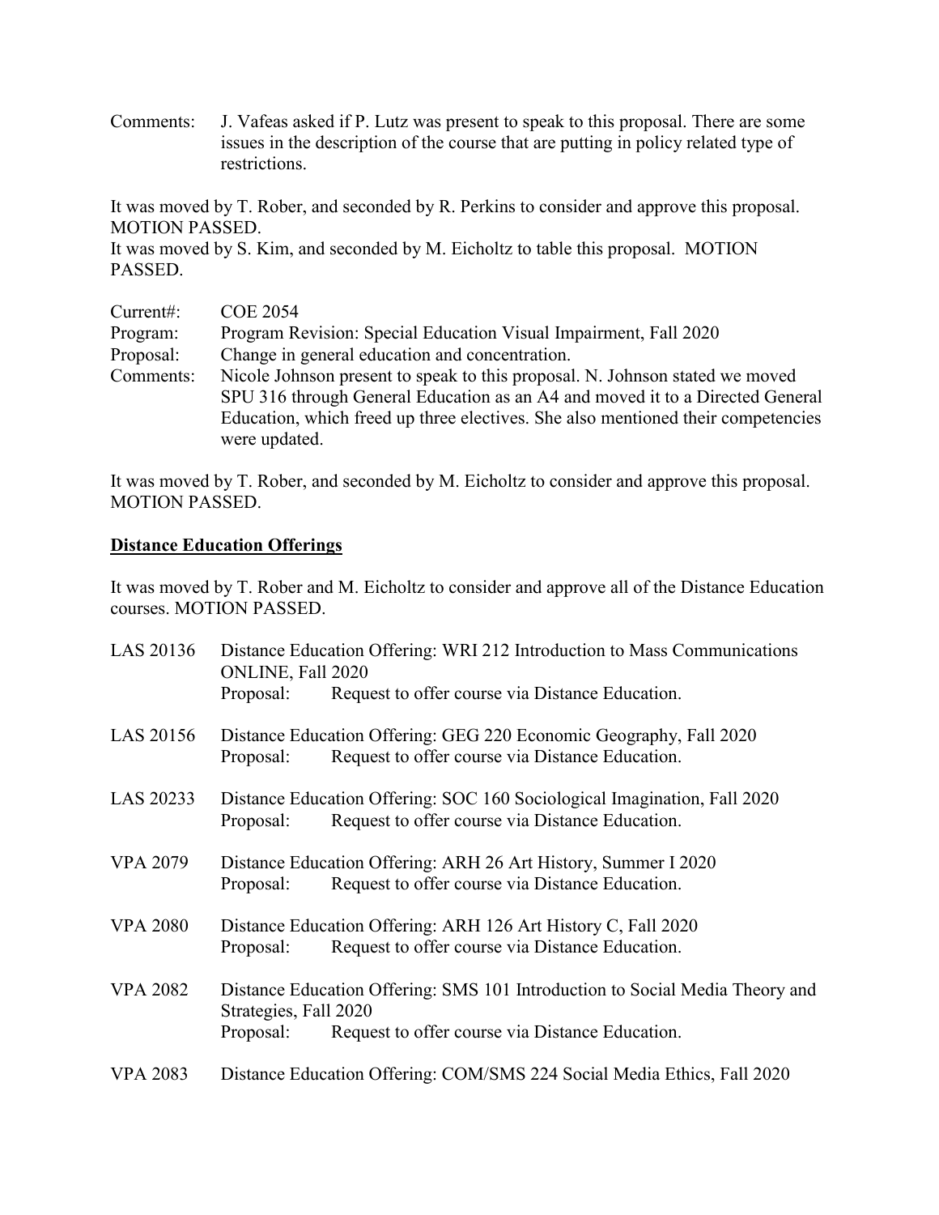Comments: J. Vafeas asked if P. Lutz was present to speak to this proposal. There are some issues in the description of the course that are putting in policy related type of restrictions.

It was moved by T. Rober, and seconded by R. Perkins to consider and approve this proposal. MOTION PASSED.
It was moved by S. Kim, and seconded by M. Eicholtz to table this proposal. MOTION PASSED.

Current#: COE 2054
Program: Program Revision: Special Education Visual Impairment, Fall 2020
Proposal: Change in general education and concentration.
Comments: Nicole Johnson present to speak to this proposal. N. Johnson stated we moved SPU 316 through General Education as an A4 and moved it to a Directed General Education, which freed up three electives. She also mentioned their competencies were updated.

It was moved by T. Rober, and seconded by M. Eicholtz to consider and approve this proposal. MOTION PASSED.

**Distance Education Offerings**

It was moved by T. Rober and M. Eicholtz to consider and approve all of the Distance Education courses. MOTION PASSED.

LAS 20136 Distance Education Offering: WRI 212 Introduction to Mass Communications ONLINE, Fall 2020
Proposal: Request to offer course via Distance Education.

LAS 20156 Distance Education Offering: GEG 220 Economic Geography, Fall 2020
Proposal: Request to offer course via Distance Education.

LAS 20233 Distance Education Offering: SOC 160 Sociological Imagination, Fall 2020
Proposal: Request to offer course via Distance Education.

VPA 2079 Distance Education Offering: ARH 26 Art History, Summer I 2020
Proposal: Request to offer course via Distance Education.

VPA 2080 Distance Education Offering: ARH 126 Art History C, Fall 2020
Proposal: Request to offer course via Distance Education.

VPA 2082 Distance Education Offering: SMS 101 Introduction to Social Media Theory and Strategies, Fall 2020
Proposal: Request to offer course via Distance Education.

VPA 2083 Distance Education Offering: COM/SMS 224 Social Media Ethics, Fall 2020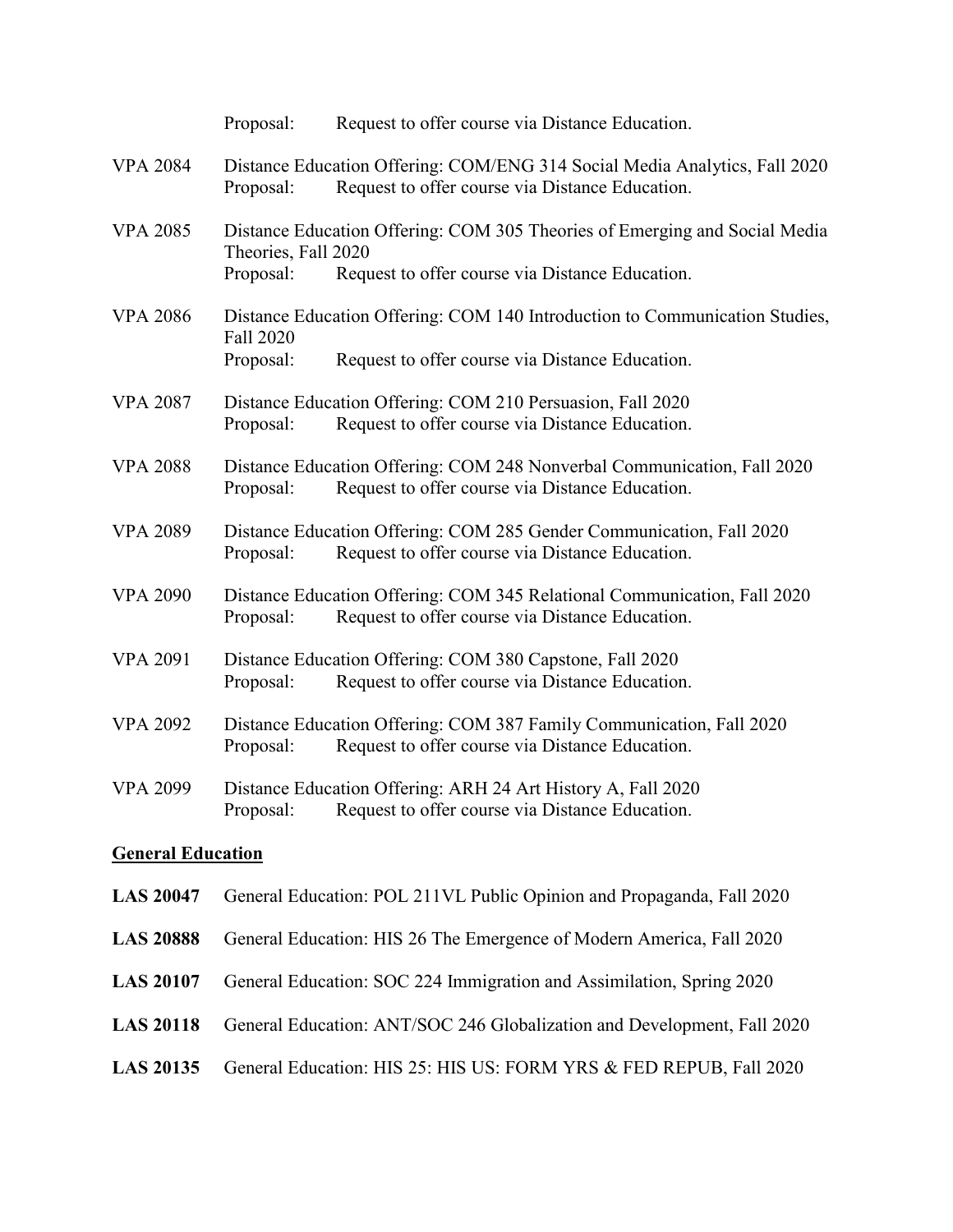Proposal: Request to offer course via Distance Education.

VPA 2084 Distance Education Offering: COM/ENG 314 Social Media Analytics, Fall 2020
Proposal: Request to offer course via Distance Education.

VPA 2085 Distance Education Offering: COM 305 Theories of Emerging and Social Media Theories, Fall 2020
Proposal: Request to offer course via Distance Education.

VPA 2086 Distance Education Offering: COM 140 Introduction to Communication Studies, Fall 2020
Proposal: Request to offer course via Distance Education.

VPA 2087 Distance Education Offering: COM 210 Persuasion, Fall 2020
Proposal: Request to offer course via Distance Education.

VPA 2088 Distance Education Offering: COM 248 Nonverbal Communication, Fall 2020
Proposal: Request to offer course via Distance Education.

VPA 2089 Distance Education Offering: COM 285 Gender Communication, Fall 2020
Proposal: Request to offer course via Distance Education.

VPA 2090 Distance Education Offering: COM 345 Relational Communication, Fall 2020
Proposal: Request to offer course via Distance Education.

VPA 2091 Distance Education Offering: COM 380 Capstone, Fall 2020
Proposal: Request to offer course via Distance Education.

VPA 2092 Distance Education Offering: COM 387 Family Communication, Fall 2020
Proposal: Request to offer course via Distance Education.

VPA 2099 Distance Education Offering: ARH 24 Art History A, Fall 2020
Proposal: Request to offer course via Distance Education.

**General Education**

**LAS 20047** General Education: POL 211VL Public Opinion and Propaganda, Fall 2020

**LAS 20888** General Education: HIS 26 The Emergence of Modern America, Fall 2020

**LAS 20107** General Education: SOC 224 Immigration and Assimilation, Spring 2020

**LAS 20118** General Education: ANT/SOC 246 Globalization and Development, Fall 2020

**LAS 20135** General Education: HIS 25: HIS US: FORM YRS & FED REPUB, Fall 2020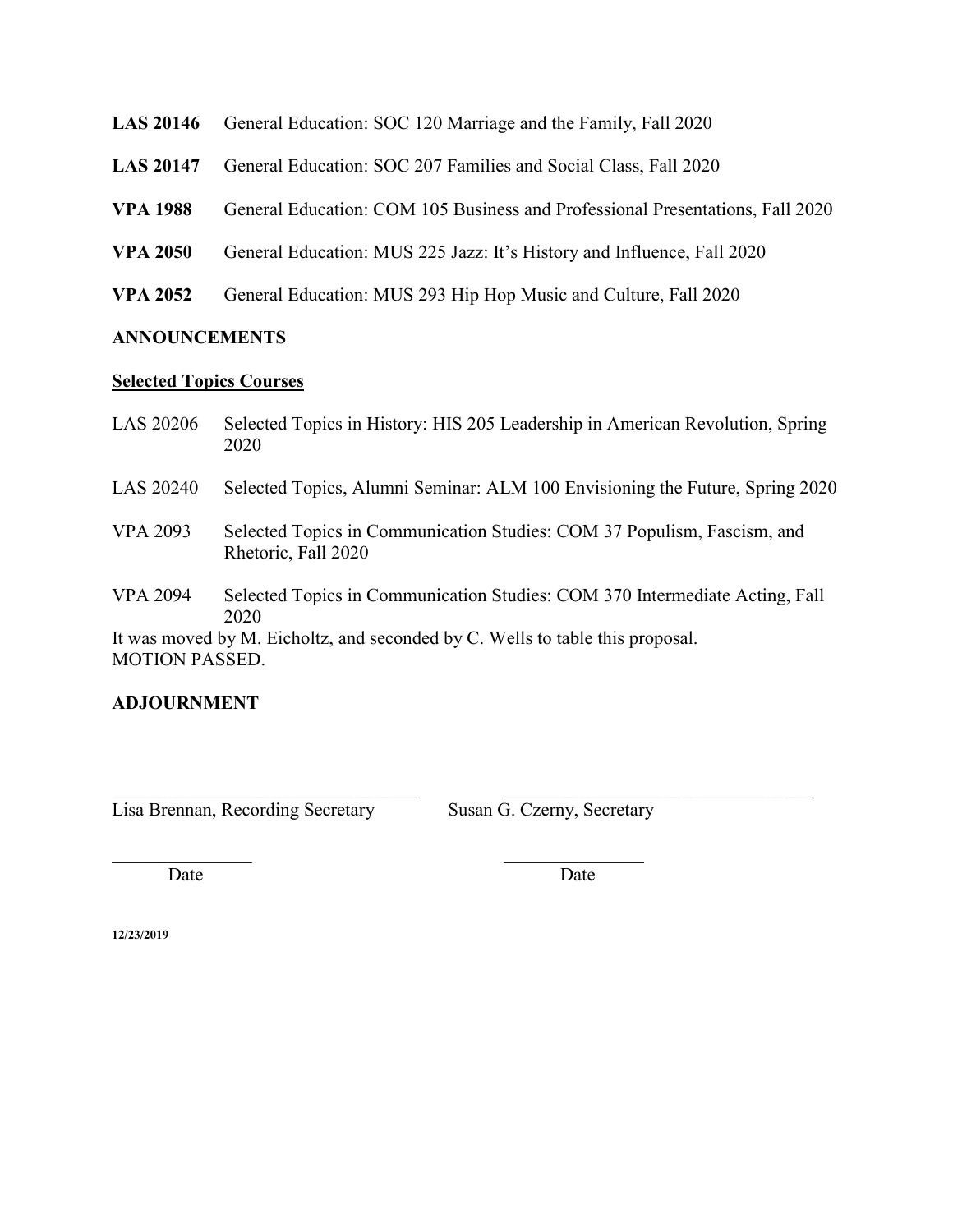**LAS 20146** General Education: SOC 120 Marriage and the Family, Fall 2020

**LAS 20147** General Education: SOC 207 Families and Social Class, Fall 2020

**VPA 1988** General Education: COM 105 Business and Professional Presentations, Fall 2020

**VPA 2050** General Education: MUS 225 Jazz: It's History and Influence, Fall 2020

**VPA 2052** General Education: MUS 293 Hip Hop Music and Culture, Fall 2020

**ANNOUNCEMENTS**

**Selected Topics Courses**

LAS 20206 Selected Topics in History: HIS 205 Leadership in American Revolution, Spring 2020

LAS 20240 Selected Topics, Alumni Seminar: ALM 100 Envisioning the Future, Spring 2020

VPA 2093 Selected Topics in Communication Studies: COM 37 Populism, Fascism, and Rhetoric, Fall 2020

VPA 2094 Selected Topics in Communication Studies: COM 370 Intermediate Acting, Fall 2020

It was moved by M. Eicholtz, and seconded by C. Wells to table this proposal.
MOTION PASSED.

**ADJOURNMENT**

\_\_\_\_\_\_\_\_\_\_\_\_\_\_\_\_\_\_\_\_\_\_\_\_\_\_\_\_\_\_
Lisa Brennan, Recording Secretary

\_\_\_\_\_\_\_\_\_\_\_\_\_\_\_\_\_\_\_\_\_\_\_\_\_\_\_\_\_\_
Susan G. Czerny, Secretary

\_\_\_\_\_\_\_\_\_\_\_\_
Date

\_\_\_\_\_\_\_\_\_\_\_\_
Date

**12/23/2019**